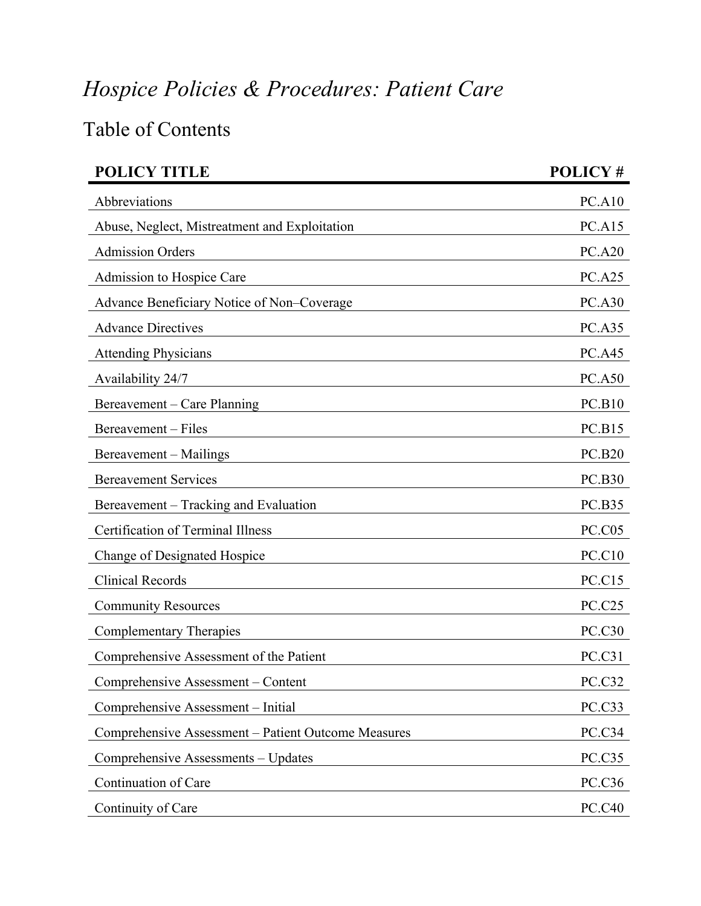# *Hospice Policies & Procedures: Patient Care*

## Table of Contents

| POLICY TITLE | POLICY # |
|---|---|
| Abbreviations | PC.A10 |
| Abuse, Neglect, Mistreatment and Exploitation | PC.A15 |
| Admission Orders | PC.A20 |
| Admission to Hospice Care | PC.A25 |
| Advance Beneficiary Notice of Non–Coverage | PC.A30 |
| Advance Directives | PC.A35 |
| Attending Physicians | PC.A45 |
| Availability 24/7 | PC.A50 |
| Bereavement – Care Planning | PC.B10 |
| Bereavement – Files | PC.B15 |
| Bereavement – Mailings | PC.B20 |
| Bereavement Services | PC.B30 |
| Bereavement – Tracking and Evaluation | PC.B35 |
| Certification of Terminal Illness | PC.C05 |
| Change of Designated Hospice | PC.C10 |
| Clinical Records | PC.C15 |
| Community Resources | PC.C25 |
| Complementary Therapies | PC.C30 |
| Comprehensive Assessment of the Patient | PC.C31 |
| Comprehensive Assessment – Content | PC.C32 |
| Comprehensive Assessment – Initial | PC.C33 |
| Comprehensive Assessment – Patient Outcome Measures | PC.C34 |
| Comprehensive Assessments – Updates | PC.C35 |
| Continuation of Care | PC.C36 |
| Continuity of Care | PC.C40 |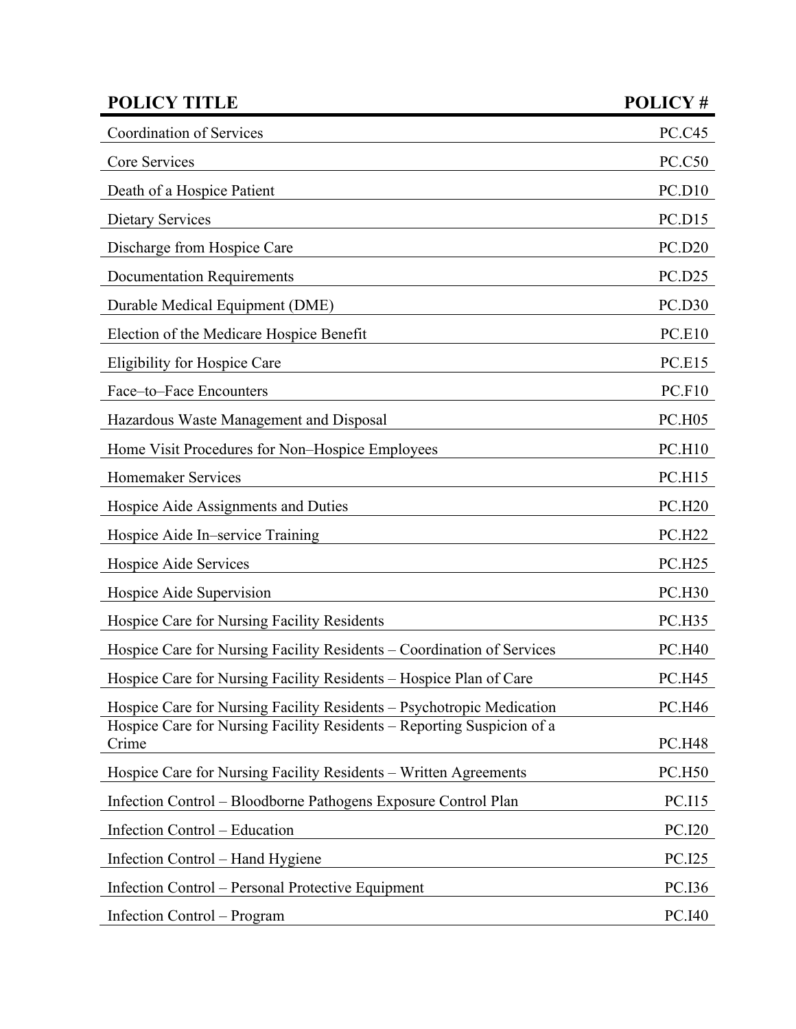| POLICY TITLE | POLICY # |
| --- | --- |
| Coordination of Services | PC.C45 |
| Core Services | PC.C50 |
| Death of a Hospice Patient | PC.D10 |
| Dietary Services | PC.D15 |
| Discharge from Hospice Care | PC.D20 |
| Documentation Requirements | PC.D25 |
| Durable Medical Equipment (DME) | PC.D30 |
| Election of the Medicare Hospice Benefit | PC.E10 |
| Eligibility for Hospice Care | PC.E15 |
| Face–to–Face Encounters | PC.F10 |
| Hazardous Waste Management and Disposal | PC.H05 |
| Home Visit Procedures for Non–Hospice Employees | PC.H10 |
| Homemaker Services | PC.H15 |
| Hospice Aide Assignments and Duties | PC.H20 |
| Hospice Aide In–service Training | PC.H22 |
| Hospice Aide Services | PC.H25 |
| Hospice Aide Supervision | PC.H30 |
| Hospice Care for Nursing Facility Residents | PC.H35 |
| Hospice Care for Nursing Facility Residents – Coordination of Services | PC.H40 |
| Hospice Care for Nursing Facility Residents – Hospice Plan of Care | PC.H45 |
| Hospice Care for Nursing Facility Residents – Psychotropic Medication | PC.H46 |
| Hospice Care for Nursing Facility Residents – Reporting Suspicion of a Crime | PC.H48 |
| Hospice Care for Nursing Facility Residents – Written Agreements | PC.H50 |
| Infection Control – Bloodborne Pathogens Exposure Control Plan | PC.I15 |
| Infection Control – Education | PC.I20 |
| Infection Control – Hand Hygiene | PC.I25 |
| Infection Control – Personal Protective Equipment | PC.I36 |
| Infection Control – Program | PC.I40 |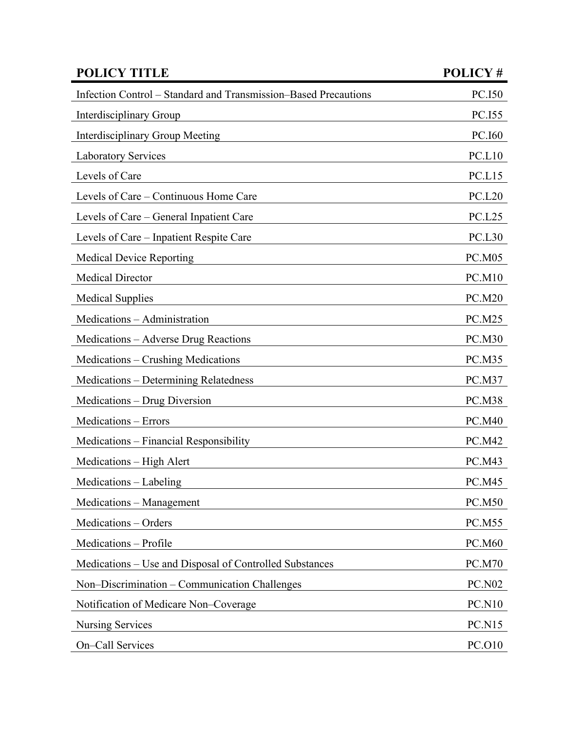| POLICY TITLE | POLICY # |
| --- | --- |
| Infection Control – Standard and Transmission–Based Precautions | PC.I50 |
| Interdisciplinary Group | PC.I55 |
| Interdisciplinary Group Meeting | PC.I60 |
| Laboratory Services | PC.L10 |
| Levels of Care | PC.L15 |
| Levels of Care – Continuous Home Care | PC.L20 |
| Levels of Care – General Inpatient Care | PC.L25 |
| Levels of Care – Inpatient Respite Care | PC.L30 |
| Medical Device Reporting | PC.M05 |
| Medical Director | PC.M10 |
| Medical Supplies | PC.M20 |
| Medications – Administration | PC.M25 |
| Medications – Adverse Drug Reactions | PC.M30 |
| Medications – Crushing Medications | PC.M35 |
| Medications – Determining Relatedness | PC.M37 |
| Medications – Drug Diversion | PC.M38 |
| Medications – Errors | PC.M40 |
| Medications – Financial Responsibility | PC.M42 |
| Medications – High Alert | PC.M43 |
| Medications – Labeling | PC.M45 |
| Medications – Management | PC.M50 |
| Medications – Orders | PC.M55 |
| Medications – Profile | PC.M60 |
| Medications – Use and Disposal of Controlled Substances | PC.M70 |
| Non–Discrimination – Communication Challenges | PC.N02 |
| Notification of Medicare Non–Coverage | PC.N10 |
| Nursing Services | PC.N15 |
| On–Call Services | PC.O10 |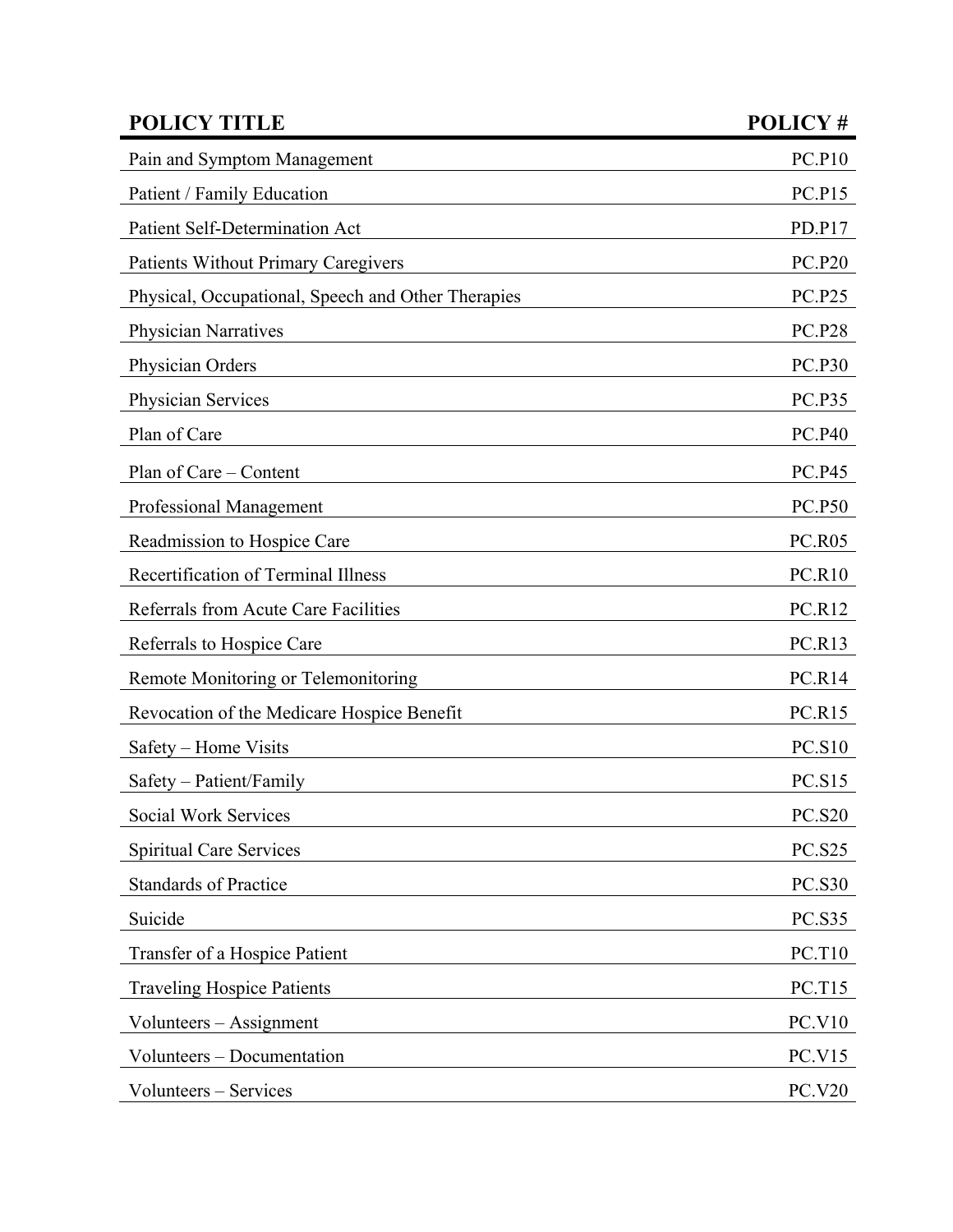| POLICY TITLE | POLICY # |
| --- | --- |
| Pain and Symptom Management | PC.P10 |
| Patient / Family Education | PC.P15 |
| Patient Self-Determination Act | PD.P17 |
| Patients Without Primary Caregivers | PC.P20 |
| Physical, Occupational, Speech and Other Therapies | PC.P25 |
| Physician Narratives | PC.P28 |
| Physician Orders | PC.P30 |
| Physician Services | PC.P35 |
| Plan of Care | PC.P40 |
| Plan of Care – Content | PC.P45 |
| Professional Management | PC.P50 |
| Readmission to Hospice Care | PC.R05 |
| Recertification of Terminal Illness | PC.R10 |
| Referrals from Acute Care Facilities | PC.R12 |
| Referrals to Hospice Care | PC.R13 |
| Remote Monitoring or Telemonitoring | PC.R14 |
| Revocation of the Medicare Hospice Benefit | PC.R15 |
| Safety – Home Visits | PC.S10 |
| Safety – Patient/Family | PC.S15 |
| Social Work Services | PC.S20 |
| Spiritual Care Services | PC.S25 |
| Standards of Practice | PC.S30 |
| Suicide | PC.S35 |
| Transfer of a Hospice Patient | PC.T10 |
| Traveling Hospice Patients | PC.T15 |
| Volunteers – Assignment | PC.V10 |
| Volunteers – Documentation | PC.V15 |
| Volunteers – Services | PC.V20 |